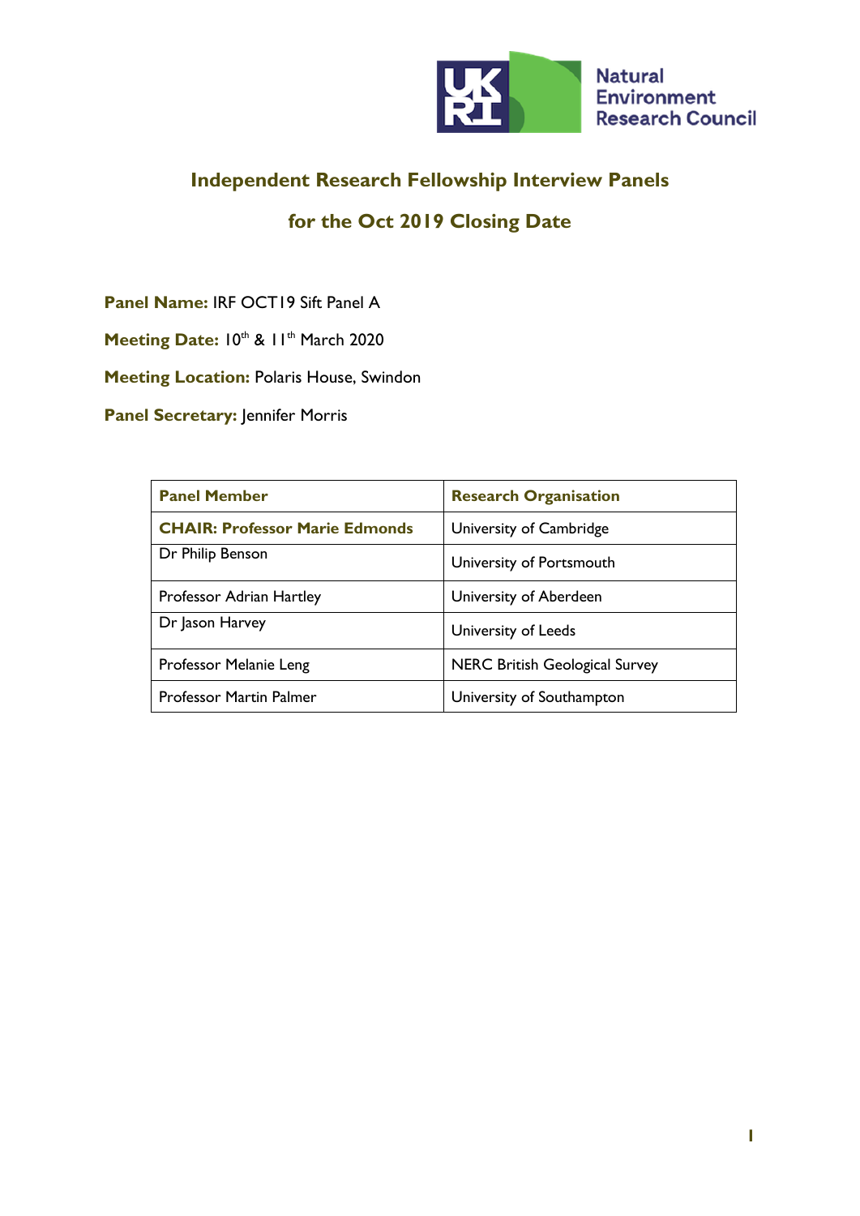Natural Environment Research Council

## Independent Research Fellowship Interview Panels

## for the Oct 2019 Closing Date

**Panel Name:** IRF OCT19 Sift Panel A

**Meeting Date:** 10th & 11th March 2020

**Meeting Location:** Polaris House, Swindon

**Panel Secretary:** Jennifer Morris

| Panel Member | Research Organisation |
| --- | --- |
| **CHAIR: Professor Marie Edmonds** | University of Cambridge |
| Dr Philip Benson | University of Portsmouth |
| Professor Adrian Hartley | University of Aberdeen |
| Dr Jason Harvey | University of Leeds |
| Professor Melanie Leng | NERC British Geological Survey |
| Professor Martin Palmer | University of Southampton |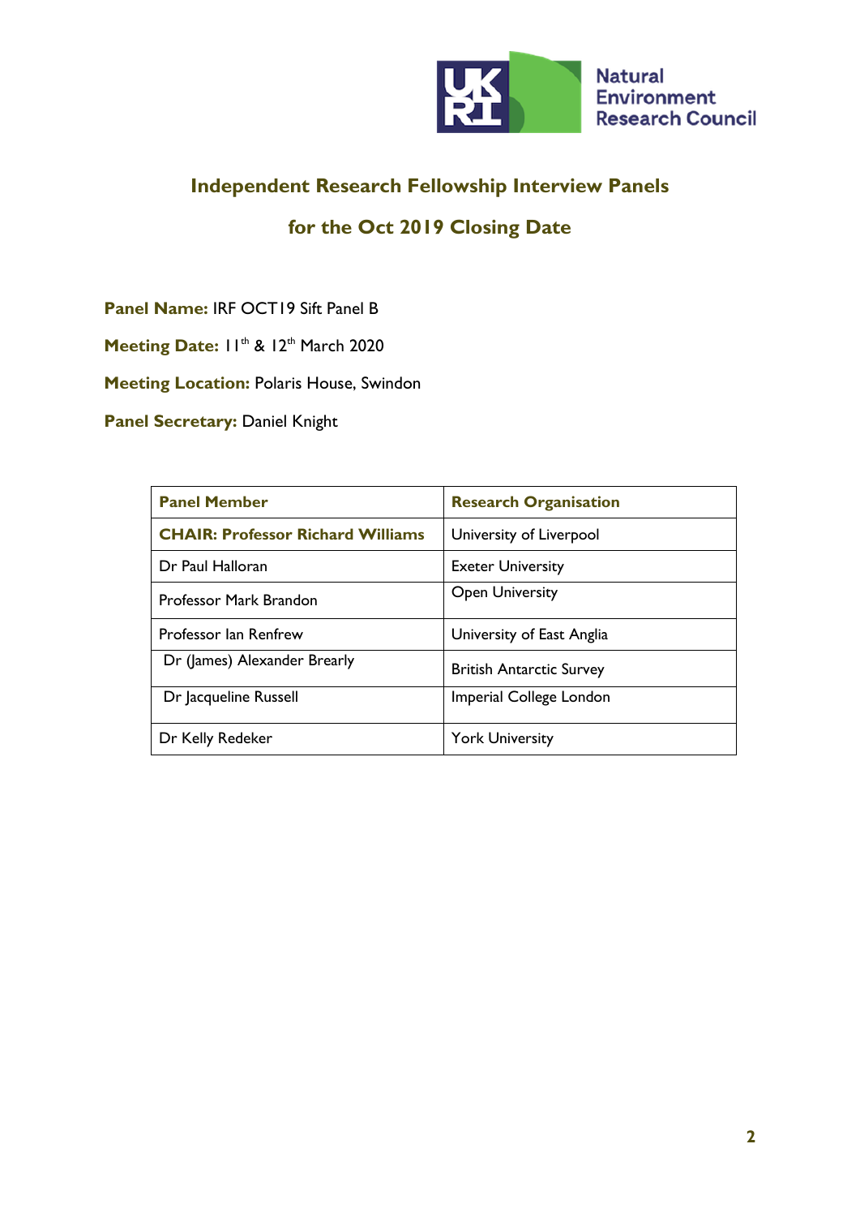## Independent Research Fellowship Interview Panels

## for the Oct 2019 Closing Date

**Panel Name:** IRF OCT19 Sift Panel B

**Meeting Date:** 11th & 12th March 2020

**Meeting Location:** Polaris House, Swindon

**Panel Secretary:** Daniel Knight

| Panel Member | Research Organisation |
|---|---|
| **CHAIR: Professor Richard Williams** | University of Liverpool |
| Dr Paul Halloran | Exeter University |
| Professor Mark Brandon | Open University |
| Professor Ian Renfrew | University of East Anglia |
| Dr (James) Alexander Brearly | British Antarctic Survey |
| Dr Jacqueline Russell | Imperial College London |
| Dr Kelly Redeker | York University |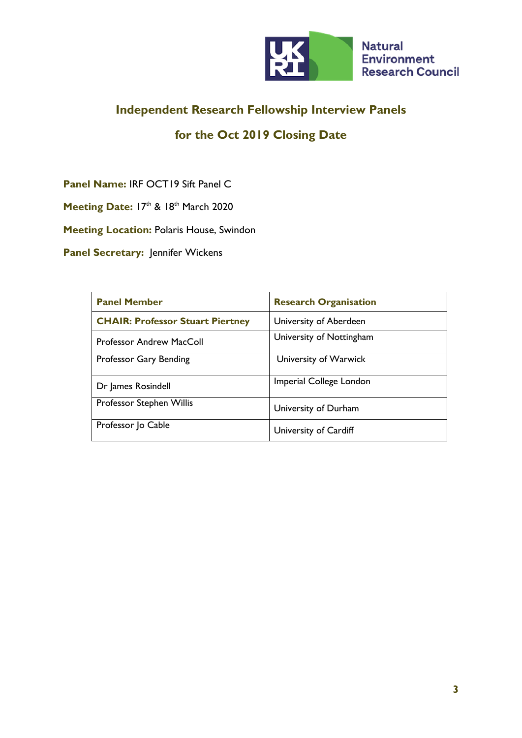Natural Environment Research Council

## Independent Research Fellowship Interview Panels

## for the Oct 2019 Closing Date

**Panel Name:** IRF OCT19 Sift Panel C

**Meeting Date:** 17th & 18th March 2020

**Meeting Location:** Polaris House, Swindon

**Panel Secretary:** Jennifer Wickens

| Panel Member | Research Organisation |
|---|---|
| **CHAIR: Professor Stuart Piertney** | University of Aberdeen |
| Professor Andrew MacColl | University of Nottingham |
| Professor Gary Bending | University of Warwick |
| Dr James Rosindell | Imperial College London |
| Professor Stephen Willis | University of Durham |
| Professor Jo Cable | University of Cardiff |